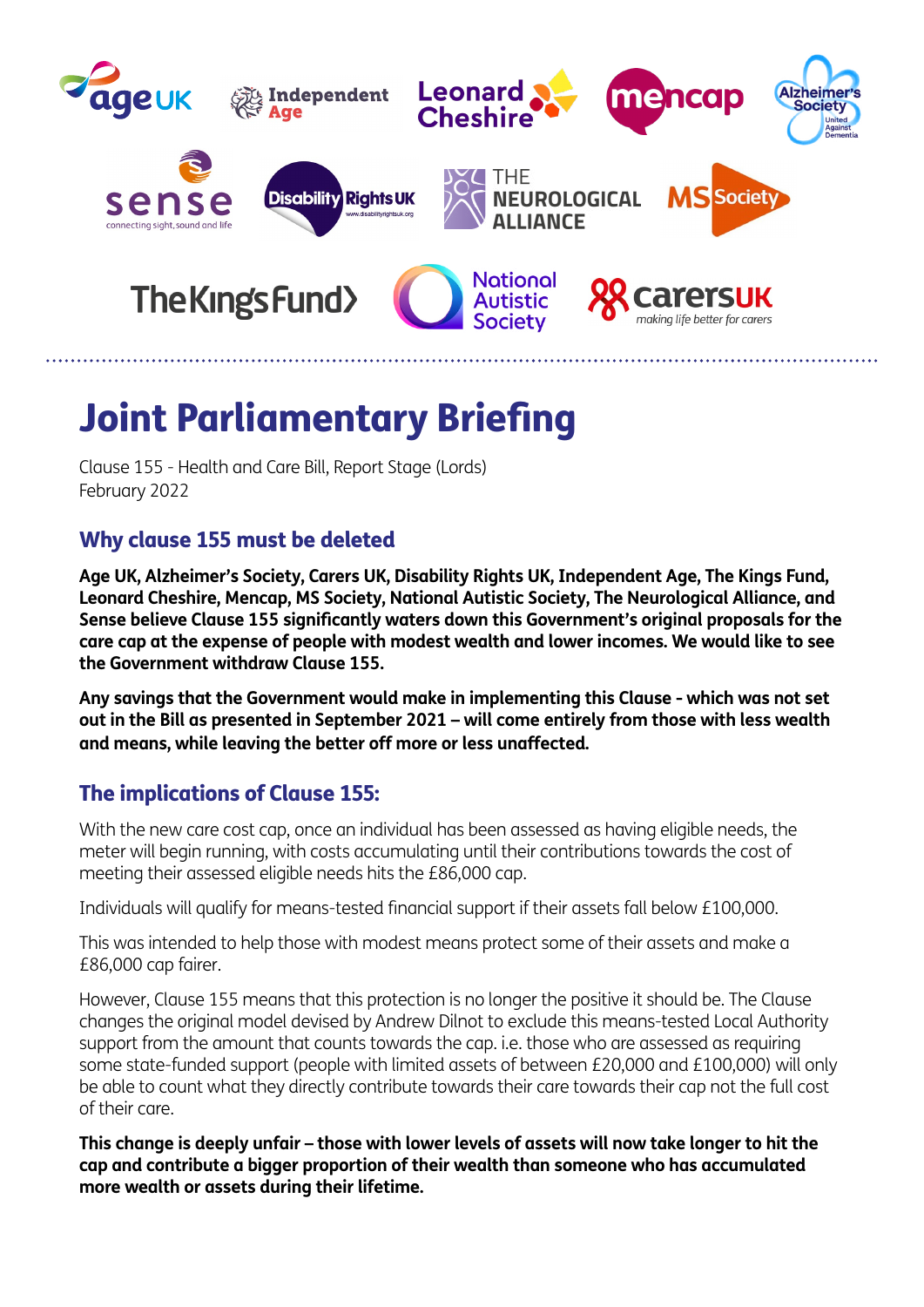# Joint Parliamentary Briefing

Clause 155 - Health and Care Bill, Report Stage (Lords)
February 2022

## Why clause 155 must be deleted

**Age UK, Alzheimer's Society, Carers UK, Disability Rights UK, Independent Age, The Kings Fund, Leonard Cheshire, Mencap, MS Society, National Autistic Society, The Neurological Alliance, and Sense believe Clause 155 significantly waters down this Government's original proposals for the care cap at the expense of people with modest wealth and lower incomes. We would like to see the Government withdraw Clause 155.**

**Any savings that the Government would make in implementing this Clause - which was not set out in the Bill as presented in September 2021 – will come entirely from those with less wealth and means, while leaving the better off more or less unaffected.**

## The implications of Clause 155:

With the new care cost cap, once an individual has been assessed as having eligible needs, the meter will begin running, with costs accumulating until their contributions towards the cost of meeting their assessed eligible needs hits the £86,000 cap.

Individuals will qualify for means-tested financial support if their assets fall below £100,000.

This was intended to help those with modest means protect some of their assets and make a £86,000 cap fairer.

However, Clause 155 means that this protection is no longer the positive it should be. The Clause changes the original model devised by Andrew Dilnot to exclude this means-tested Local Authority support from the amount that counts towards the cap. i.e. those who are assessed as requiring some state-funded support (people with limited assets of between £20,000 and £100,000) will only be able to count what they directly contribute towards their care towards their cap not the full cost of their care.

**This change is deeply unfair – those with lower levels of assets will now take longer to hit the cap and contribute a bigger proportion of their wealth than someone who has accumulated more wealth or assets during their lifetime.**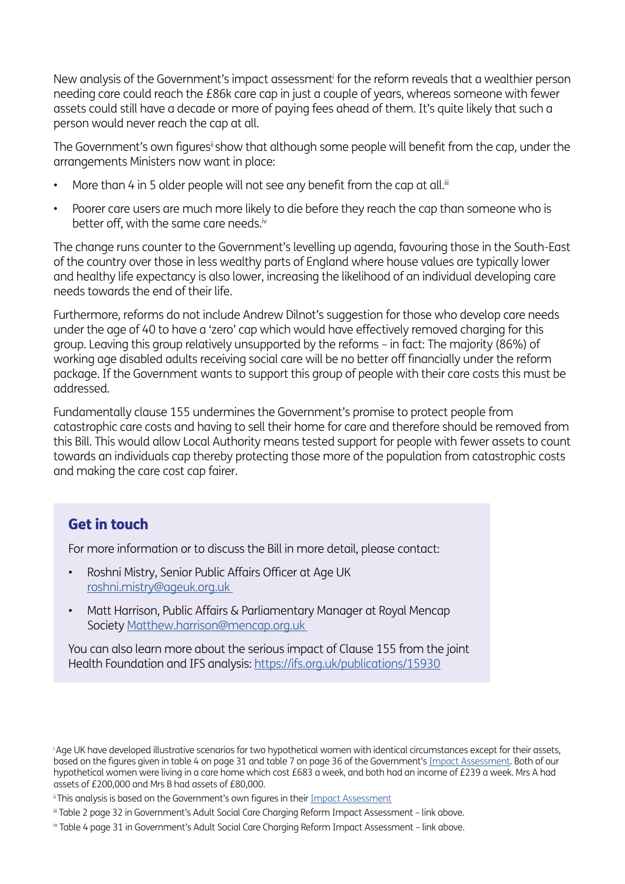New analysis of the Government's impact assessment[i] for the reform reveals that a wealthier person needing care could reach the £86k care cap in just a couple of years, whereas someone with fewer assets could still have a decade or more of paying fees ahead of them. It's quite likely that such a person would never reach the cap at all.

The Government's own figures[ii] show that although some people will benefit from the cap, under the arrangements Ministers now want in place:

- More than 4 in 5 older people will not see any benefit from the cap at all.[iii]
- Poorer care users are much more likely to die before they reach the cap than someone who is better off, with the same care needs.[iv]

The change runs counter to the Government's levelling up agenda, favouring those in the South-East of the country over those in less wealthy parts of England where house values are typically lower and healthy life expectancy is also lower, increasing the likelihood of an individual developing care needs towards the end of their life.

Furthermore, reforms do not include Andrew Dilnot's suggestion for those who develop care needs under the age of 40 to have a 'zero' cap which would have effectively removed charging for this group. Leaving this group relatively unsupported by the reforms – in fact: The majority (86%) of working age disabled adults receiving social care will be no better off financially under the reform package. If the Government wants to support this group of people with their care costs this must be addressed.

Fundamentally clause 155 undermines the Government's promise to protect people from catastrophic care costs and having to sell their home for care and therefore should be removed from this Bill. This would allow Local Authority means tested support for people with fewer assets to count towards an individuals cap thereby protecting those more of the population from catastrophic costs and making the care cost cap fairer.

## Get in touch

For more information or to discuss the Bill in more detail, please contact:

- Roshni Mistry, Senior Public Affairs Officer at Age UK roshni.mistry@ageuk.org.uk
- Matt Harrison, Public Affairs & Parliamentary Manager at Royal Mencap Society Matthew.harrison@mencap.org.uk

You can also learn more about the serious impact of Clause 155 from the joint Health Foundation and IFS analysis: https://ifs.org.uk/publications/15930

[i] Age UK have developed illustrative scenarios for two hypothetical women with identical circumstances except for their assets, based on the figures given in table 4 on page 31 and table 7 on page 36 of the Government's Impact Assessment. Both of our hypothetical women were living in a care home which cost £683 a week, and both had an income of £239 a week. Mrs A had assets of £200,000 and Mrs B had assets of £80,000.

[ii] This analysis is based on the Government's own figures in their Impact Assessment

[iii] Table 2 page 32 in Government's Adult Social Care Charging Reform Impact Assessment – link above.

[iv] Table 4 page 31 in Government's Adult Social Care Charging Reform Impact Assessment – link above.